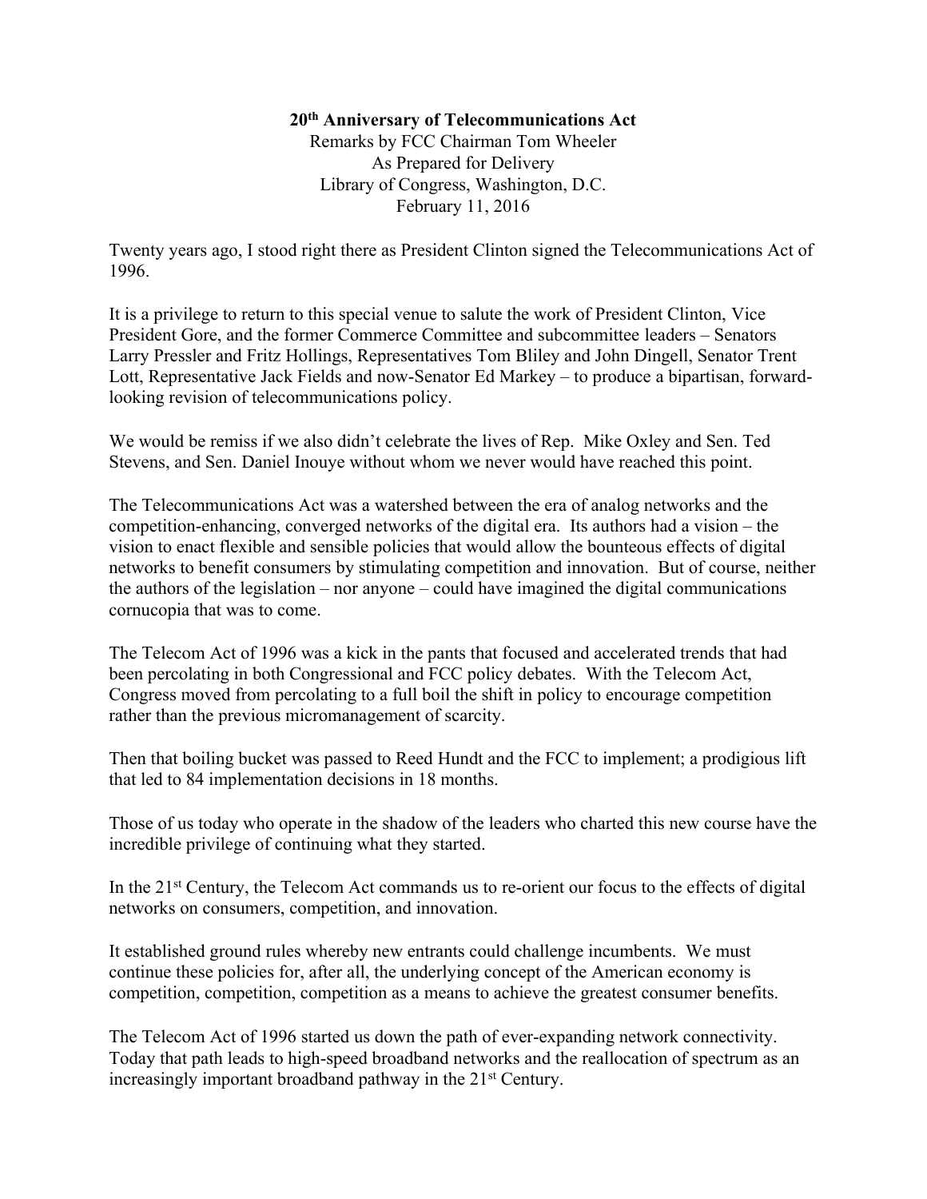# 20th Anniversary of Telecommunications Act

Remarks by FCC Chairman Tom Wheeler
As Prepared for Delivery
Library of Congress, Washington, D.C.
February 11, 2016

Twenty years ago, I stood right there as President Clinton signed the Telecommunications Act of 1996.

It is a privilege to return to this special venue to salute the work of President Clinton, Vice President Gore, and the former Commerce Committee and subcommittee leaders – Senators Larry Pressler and Fritz Hollings, Representatives Tom Bliley and John Dingell, Senator Trent Lott, Representative Jack Fields and now-Senator Ed Markey – to produce a bipartisan, forward-looking revision of telecommunications policy.

We would be remiss if we also didn't celebrate the lives of Rep. Mike Oxley and Sen. Ted Stevens, and Sen. Daniel Inouye without whom we never would have reached this point.

The Telecommunications Act was a watershed between the era of analog networks and the competition-enhancing, converged networks of the digital era. Its authors had a vision – the vision to enact flexible and sensible policies that would allow the bounteous effects of digital networks to benefit consumers by stimulating competition and innovation. But of course, neither the authors of the legislation – nor anyone – could have imagined the digital communications cornucopia that was to come.

The Telecom Act of 1996 was a kick in the pants that focused and accelerated trends that had been percolating in both Congressional and FCC policy debates. With the Telecom Act, Congress moved from percolating to a full boil the shift in policy to encourage competition rather than the previous micromanagement of scarcity.

Then that boiling bucket was passed to Reed Hundt and the FCC to implement; a prodigious lift that led to 84 implementation decisions in 18 months.

Those of us today who operate in the shadow of the leaders who charted this new course have the incredible privilege of continuing what they started.

In the 21st Century, the Telecom Act commands us to re-orient our focus to the effects of digital networks on consumers, competition, and innovation.

It established ground rules whereby new entrants could challenge incumbents. We must continue these policies for, after all, the underlying concept of the American economy is competition, competition, competition as a means to achieve the greatest consumer benefits.

The Telecom Act of 1996 started us down the path of ever-expanding network connectivity. Today that path leads to high-speed broadband networks and the reallocation of spectrum as an increasingly important broadband pathway in the 21st Century.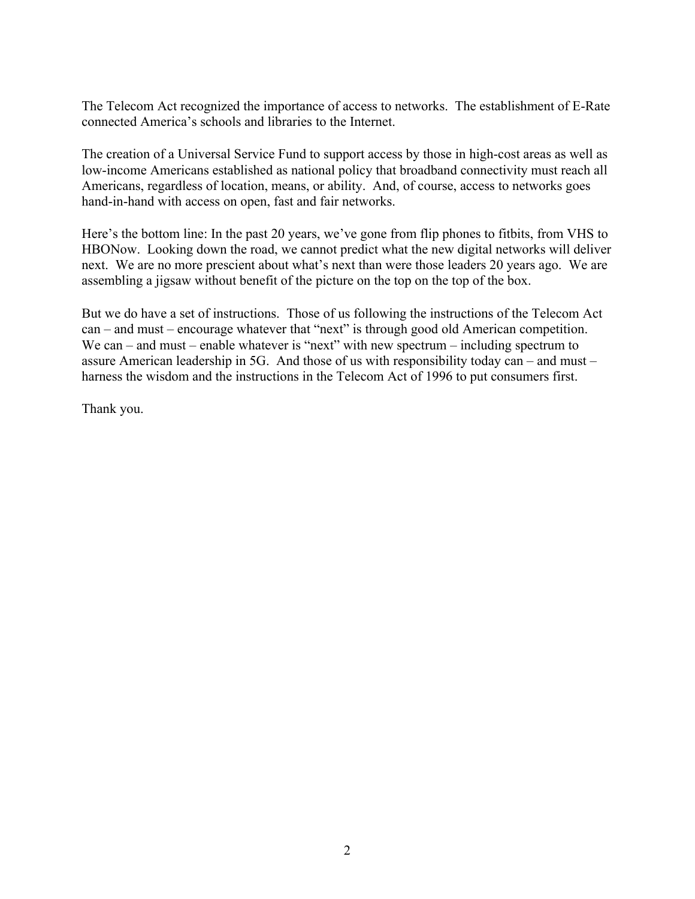The Telecom Act recognized the importance of access to networks. The establishment of E-Rate connected America's schools and libraries to the Internet.

The creation of a Universal Service Fund to support access by those in high-cost areas as well as low-income Americans established as national policy that broadband connectivity must reach all Americans, regardless of location, means, or ability. And, of course, access to networks goes hand-in-hand with access on open, fast and fair networks.

Here's the bottom line: In the past 20 years, we've gone from flip phones to fitbits, from VHS to HBONow. Looking down the road, we cannot predict what the new digital networks will deliver next. We are no more prescient about what's next than were those leaders 20 years ago. We are assembling a jigsaw without benefit of the picture on the top on the top of the box.

But we do have a set of instructions. Those of us following the instructions of the Telecom Act can – and must – encourage whatever that "next" is through good old American competition. We can – and must – enable whatever is "next" with new spectrum – including spectrum to assure American leadership in 5G. And those of us with responsibility today can – and must – harness the wisdom and the instructions in the Telecom Act of 1996 to put consumers first.

Thank you.